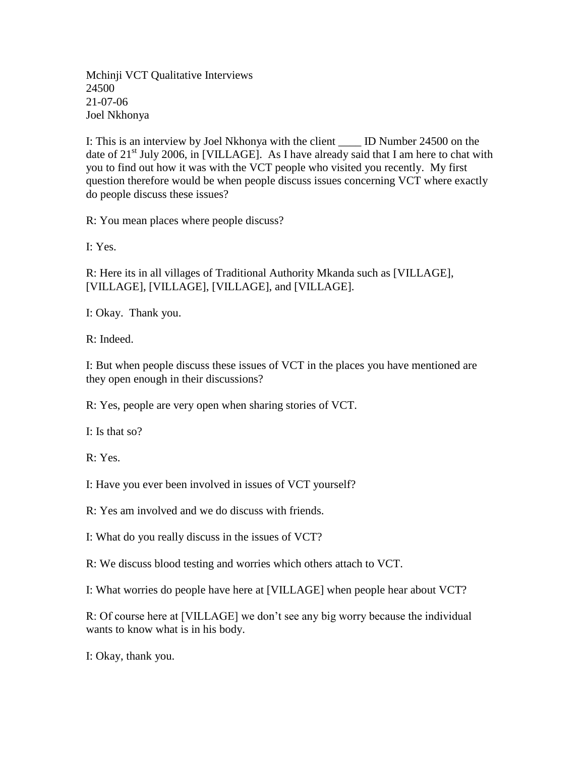Mchinji VCT Qualitative Interviews
24500
21-07-06
Joel Nkhonya

I: This is an interview by Joel Nkhonya with the client ____ ID Number 24500 on the date of 21st July 2006, in [VILLAGE]. As I have already said that I am here to chat with you to find out how it was with the VCT people who visited you recently. My first question therefore would be when people discuss issues concerning VCT where exactly do people discuss these issues?

R: You mean places where people discuss?

I: Yes.

R: Here its in all villages of Traditional Authority Mkanda such as [VILLAGE], [VILLAGE], [VILLAGE], [VILLAGE], and [VILLAGE].

I: Okay. Thank you.

R: Indeed.

I: But when people discuss these issues of VCT in the places you have mentioned are they open enough in their discussions?

R: Yes, people are very open when sharing stories of VCT.

I: Is that so?

R: Yes.

I: Have you ever been involved in issues of VCT yourself?

R: Yes am involved and we do discuss with friends.

I: What do you really discuss in the issues of VCT?

R: We discuss blood testing and worries which others attach to VCT.

I: What worries do people have here at [VILLAGE] when people hear about VCT?

R: Of course here at [VILLAGE] we don't see any big worry because the individual wants to know what is in his body.

I: Okay, thank you.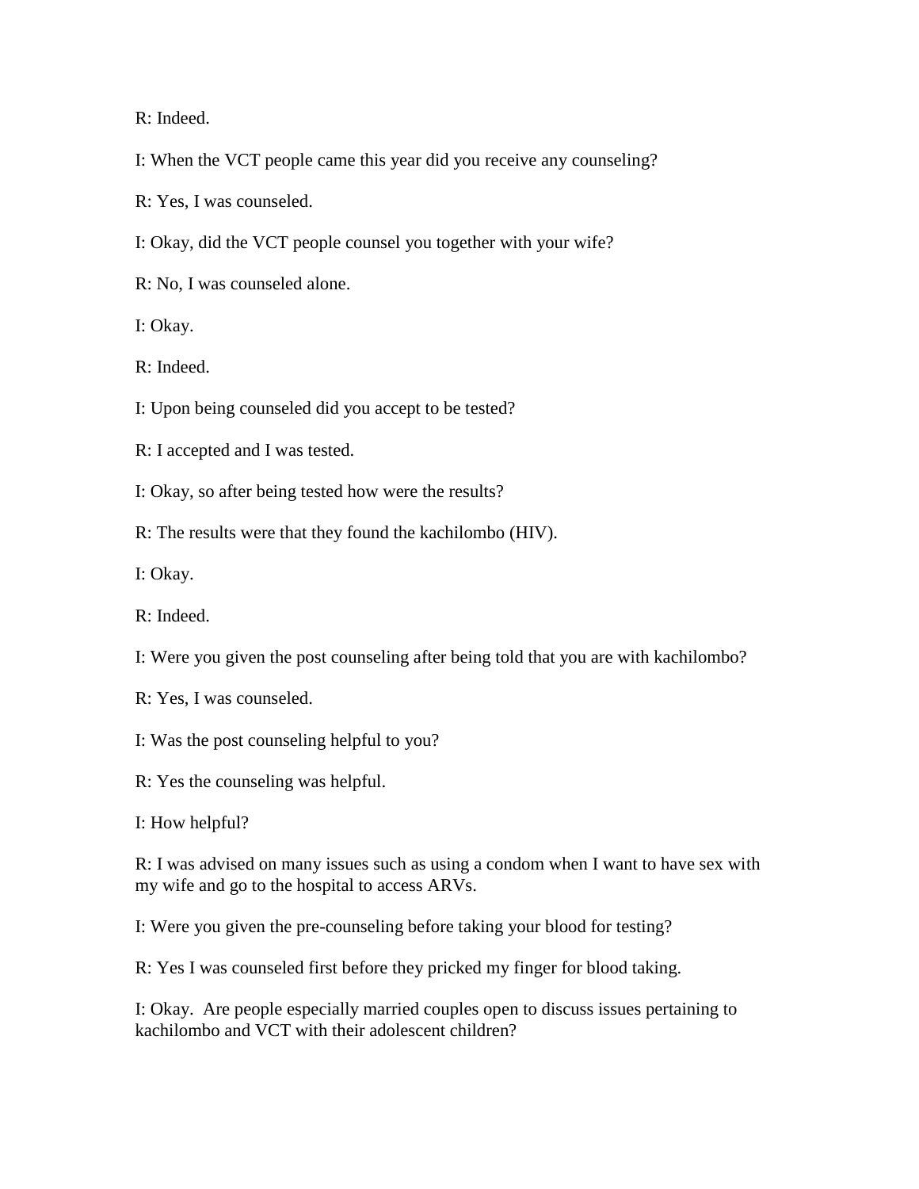R: Indeed.

I: When the VCT people came this year did you receive any counseling?

R: Yes, I was counseled.

I: Okay, did the VCT people counsel you together with your wife?

R: No, I was counseled alone.

I: Okay.

R: Indeed.

I: Upon being counseled did you accept to be tested?

R: I accepted and I was tested.

I: Okay, so after being tested how were the results?

R: The results were that they found the kachilombo (HIV).

I: Okay.

R: Indeed.

I: Were you given the post counseling after being told that you are with kachilombo?

R: Yes, I was counseled.

I: Was the post counseling helpful to you?

R: Yes the counseling was helpful.

I: How helpful?

R: I was advised on many issues such as using a condom when I want to have sex with my wife and go to the hospital to access ARVs.

I: Were you given the pre-counseling before taking your blood for testing?

R: Yes I was counseled first before they pricked my finger for blood taking.

I: Okay. Are people especially married couples open to discuss issues pertaining to kachilombo and VCT with their adolescent children?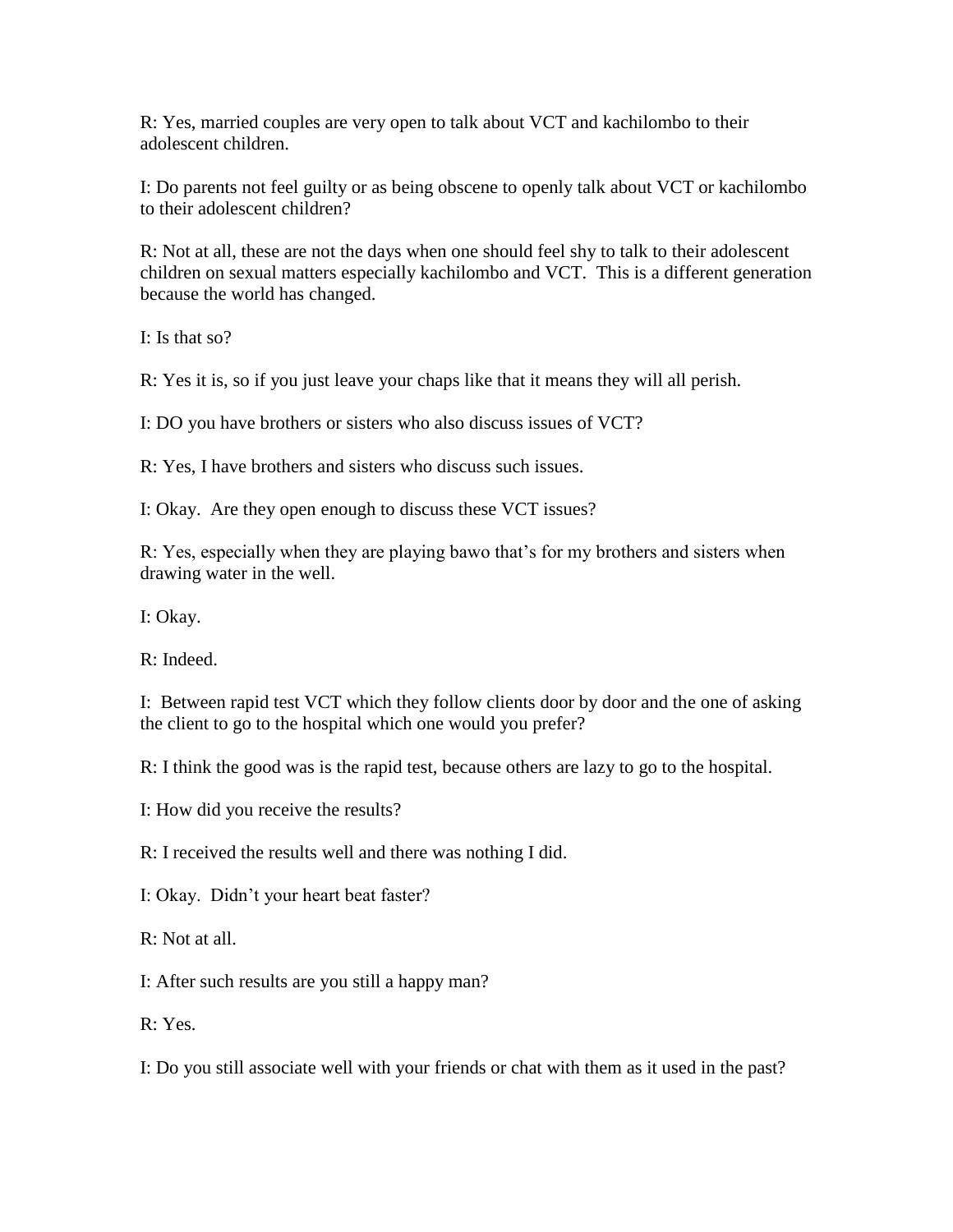R: Yes, married couples are very open to talk about VCT and kachilombo to their adolescent children.

I: Do parents not feel guilty or as being obscene to openly talk about VCT or kachilombo to their adolescent children?

R: Not at all, these are not the days when one should feel shy to talk to their adolescent children on sexual matters especially kachilombo and VCT. This is a different generation because the world has changed.

I: Is that so?

R: Yes it is, so if you just leave your chaps like that it means they will all perish.

I: DO you have brothers or sisters who also discuss issues of VCT?

R: Yes, I have brothers and sisters who discuss such issues.

I: Okay. Are they open enough to discuss these VCT issues?

R: Yes, especially when they are playing bawo that's for my brothers and sisters when drawing water in the well.

I: Okay.

R: Indeed.

I: Between rapid test VCT which they follow clients door by door and the one of asking the client to go to the hospital which one would you prefer?

R: I think the good was is the rapid test, because others are lazy to go to the hospital.

I: How did you receive the results?

R: I received the results well and there was nothing I did.

I: Okay. Didn't your heart beat faster?

R: Not at all.

I: After such results are you still a happy man?

R: Yes.

I: Do you still associate well with your friends or chat with them as it used in the past?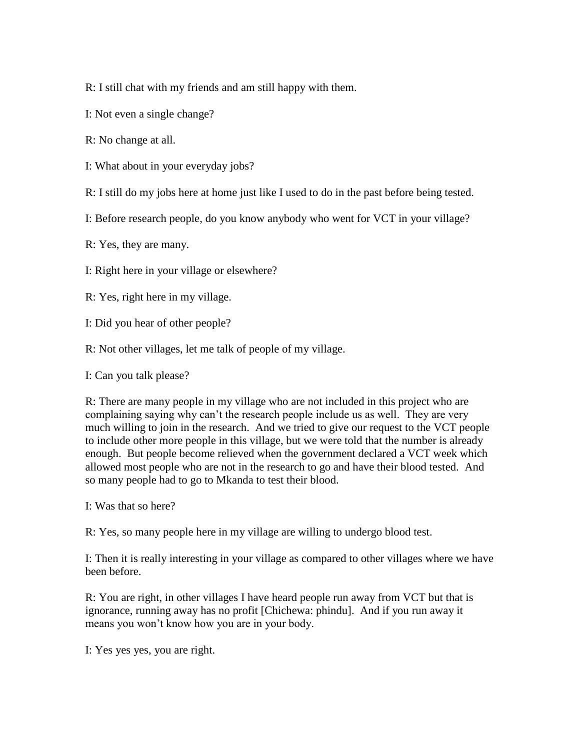R: I still chat with my friends and am still happy with them.

I: Not even a single change?

R: No change at all.

I: What about in your everyday jobs?

R: I still do my jobs here at home just like I used to do in the past before being tested.

I: Before research people, do you know anybody who went for VCT in your village?

R: Yes, they are many.

I: Right here in your village or elsewhere?

R: Yes, right here in my village.

I: Did you hear of other people?

R: Not other villages, let me talk of people of my village.

I: Can you talk please?

R: There are many people in my village who are not included in this project who are complaining saying why can't the research people include us as well. They are very much willing to join in the research. And we tried to give our request to the VCT people to include other more people in this village, but we were told that the number is already enough. But people become relieved when the government declared a VCT week which allowed most people who are not in the research to go and have their blood tested. And so many people had to go to Mkanda to test their blood.

I: Was that so here?

R: Yes, so many people here in my village are willing to undergo blood test.

I: Then it is really interesting in your village as compared to other villages where we have been before.

R: You are right, in other villages I have heard people run away from VCT but that is ignorance, running away has no profit [Chichewa: phindu]. And if you run away it means you won't know how you are in your body.

I: Yes yes yes, you are right.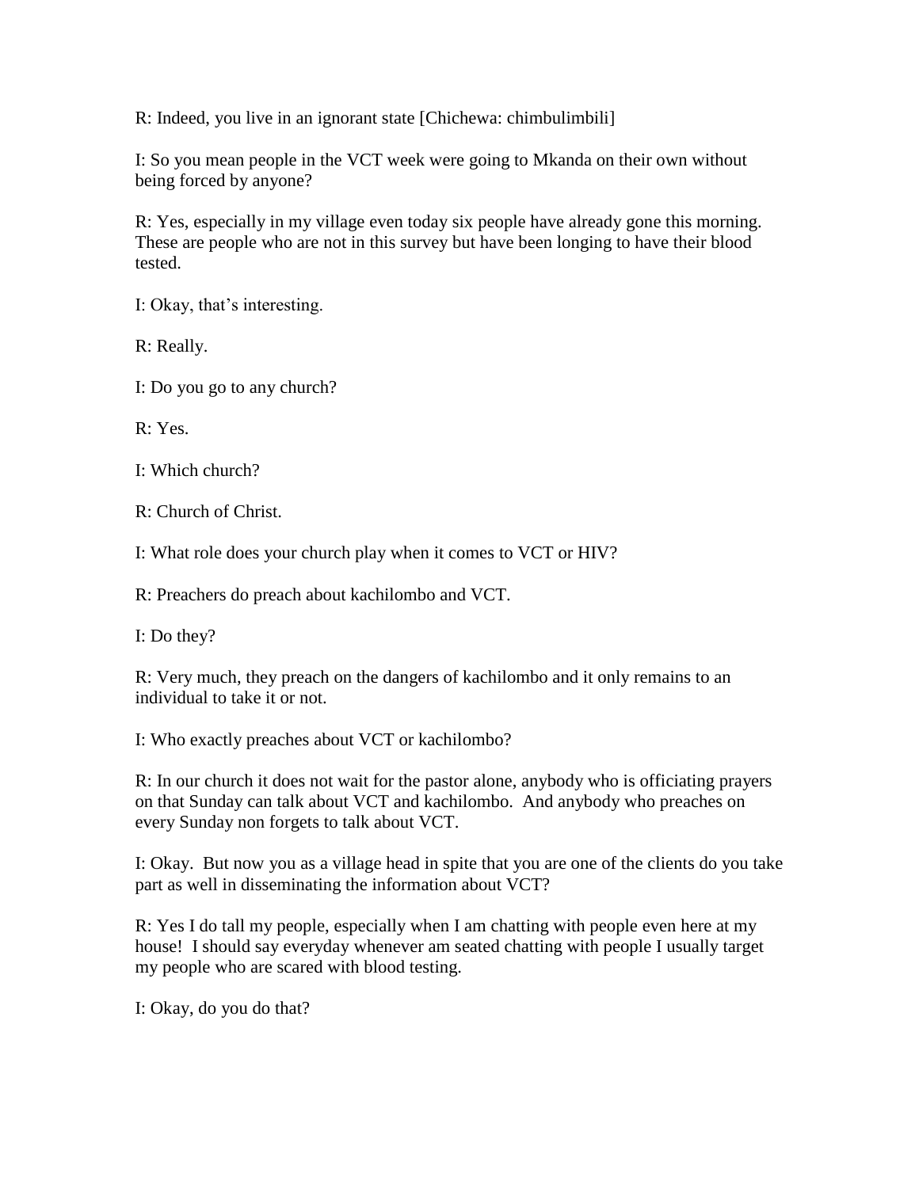R: Indeed, you live in an ignorant state [Chichewa: chimbulimbili]

I: So you mean people in the VCT week were going to Mkanda on their own without being forced by anyone?

R: Yes, especially in my village even today six people have already gone this morning. These are people who are not in this survey but have been longing to have their blood tested.

I: Okay, that's interesting.

R: Really.

I: Do you go to any church?

R: Yes.

I: Which church?

R: Church of Christ.

I: What role does your church play when it comes to VCT or HIV?

R: Preachers do preach about kachilombo and VCT.

I: Do they?

R: Very much, they preach on the dangers of kachilombo and it only remains to an individual to take it or not.

I: Who exactly preaches about VCT or kachilombo?

R: In our church it does not wait for the pastor alone, anybody who is officiating prayers on that Sunday can talk about VCT and kachilombo. And anybody who preaches on every Sunday non forgets to talk about VCT.

I: Okay. But now you as a village head in spite that you are one of the clients do you take part as well in disseminating the information about VCT?

R: Yes I do tall my people, especially when I am chatting with people even here at my house! I should say everyday whenever am seated chatting with people I usually target my people who are scared with blood testing.

I: Okay, do you do that?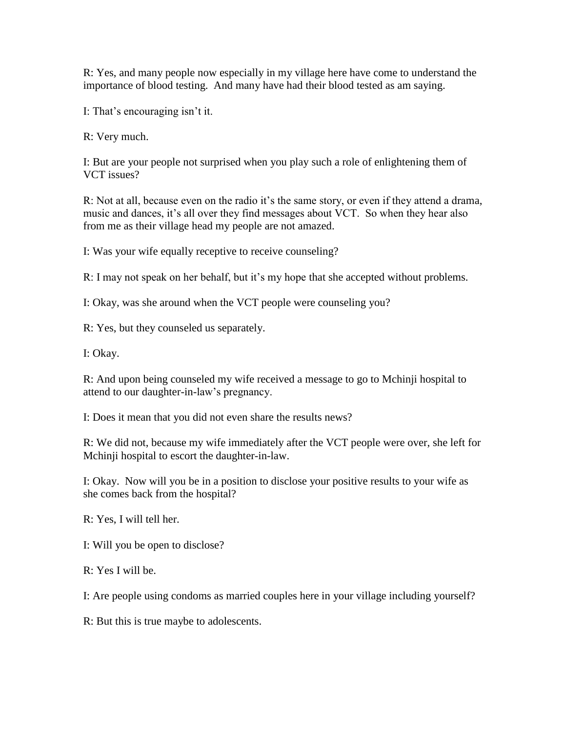R: Yes, and many people now especially in my village here have come to understand the importance of blood testing. And many have had their blood tested as am saying.

I: That's encouraging isn't it.

R: Very much.

I: But are your people not surprised when you play such a role of enlightening them of VCT issues?

R: Not at all, because even on the radio it's the same story, or even if they attend a drama, music and dances, it's all over they find messages about VCT. So when they hear also from me as their village head my people are not amazed.

I: Was your wife equally receptive to receive counseling?

R: I may not speak on her behalf, but it's my hope that she accepted without problems.

I: Okay, was she around when the VCT people were counseling you?

R: Yes, but they counseled us separately.

I: Okay.

R: And upon being counseled my wife received a message to go to Mchinji hospital to attend to our daughter-in-law's pregnancy.

I: Does it mean that you did not even share the results news?

R: We did not, because my wife immediately after the VCT people were over, she left for Mchinji hospital to escort the daughter-in-law.

I: Okay. Now will you be in a position to disclose your positive results to your wife as she comes back from the hospital?

R: Yes, I will tell her.

I: Will you be open to disclose?

R: Yes I will be.

I: Are people using condoms as married couples here in your village including yourself?

R: But this is true maybe to adolescents.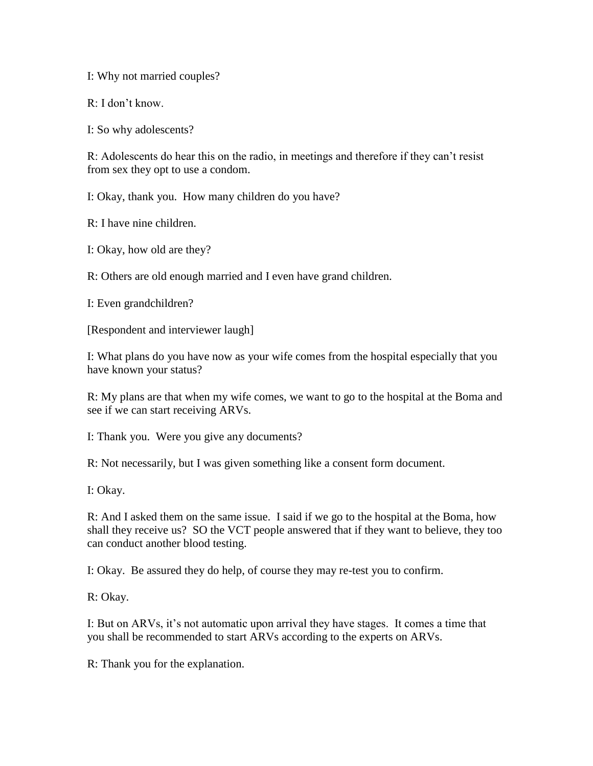I: Why not married couples?

R: I don't know.

I: So why adolescents?

R: Adolescents do hear this on the radio, in meetings and therefore if they can't resist from sex they opt to use a condom.

I: Okay, thank you. How many children do you have?

R: I have nine children.

I: Okay, how old are they?

R: Others are old enough married and I even have grand children.

I: Even grandchildren?

[Respondent and interviewer laugh]

I: What plans do you have now as your wife comes from the hospital especially that you have known your status?

R: My plans are that when my wife comes, we want to go to the hospital at the Boma and see if we can start receiving ARVs.

I: Thank you. Were you give any documents?

R: Not necessarily, but I was given something like a consent form document.

I: Okay.

R: And I asked them on the same issue. I said if we go to the hospital at the Boma, how shall they receive us? SO the VCT people answered that if they want to believe, they too can conduct another blood testing.

I: Okay. Be assured they do help, of course they may re-test you to confirm.

R: Okay.

I: But on ARVs, it's not automatic upon arrival they have stages. It comes a time that you shall be recommended to start ARVs according to the experts on ARVs.

R: Thank you for the explanation.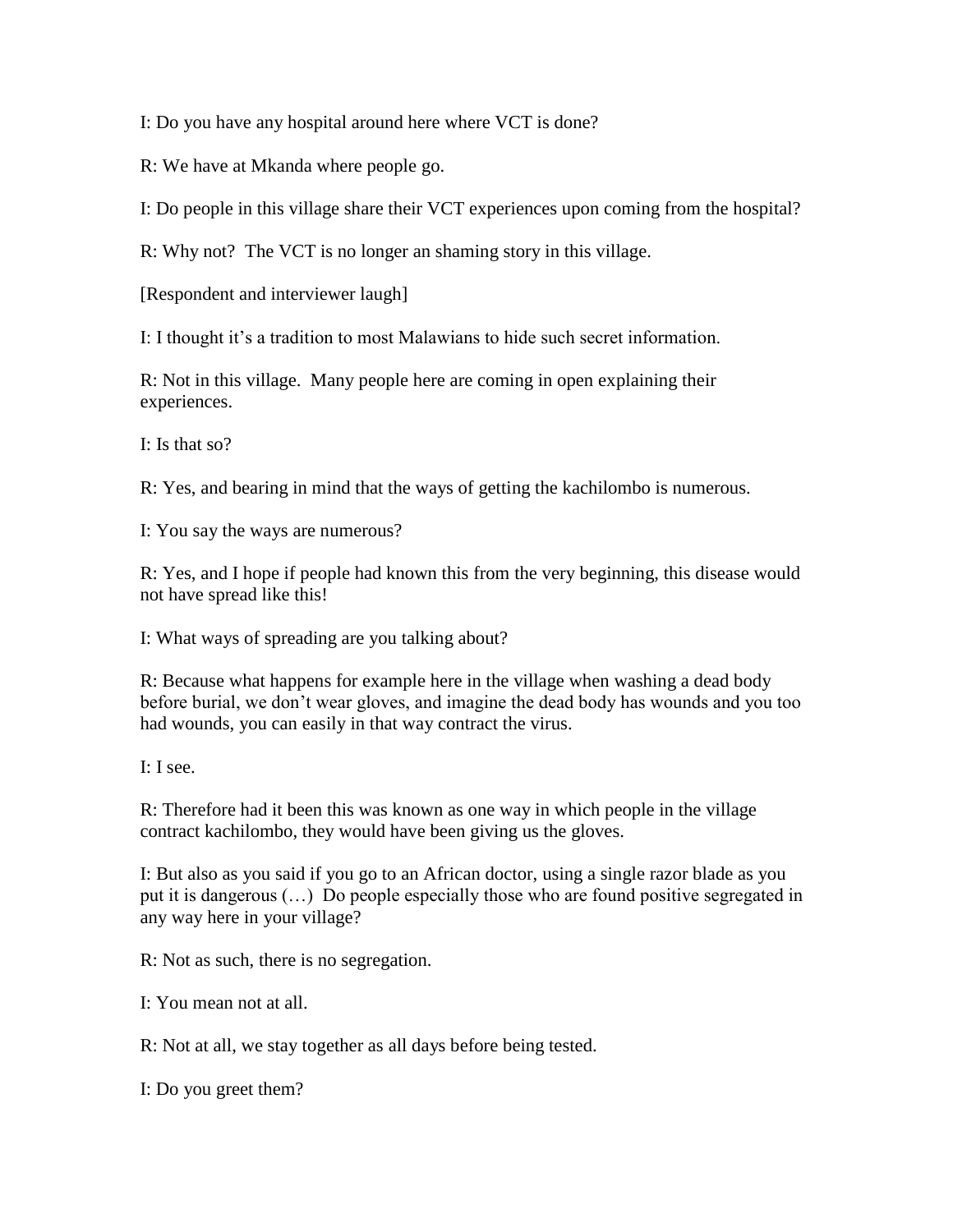I: Do you have any hospital around here where VCT is done?

R: We have at Mkanda where people go.

I: Do people in this village share their VCT experiences upon coming from the hospital?

R: Why not? The VCT is no longer an shaming story in this village.

[Respondent and interviewer laugh]

I: I thought it's a tradition to most Malawians to hide such secret information.

R: Not in this village. Many people here are coming in open explaining their experiences.

I: Is that so?

R: Yes, and bearing in mind that the ways of getting the kachilombo is numerous.

I: You say the ways are numerous?

R: Yes, and I hope if people had known this from the very beginning, this disease would not have spread like this!

I: What ways of spreading are you talking about?

R: Because what happens for example here in the village when washing a dead body before burial, we don't wear gloves, and imagine the dead body has wounds and you too had wounds, you can easily in that way contract the virus.

I: I see.

R: Therefore had it been this was known as one way in which people in the village contract kachilombo, they would have been giving us the gloves.

I: But also as you said if you go to an African doctor, using a single razor blade as you put it is dangerous (…) Do people especially those who are found positive segregated in any way here in your village?

R: Not as such, there is no segregation.

I: You mean not at all.

R: Not at all, we stay together as all days before being tested.

I: Do you greet them?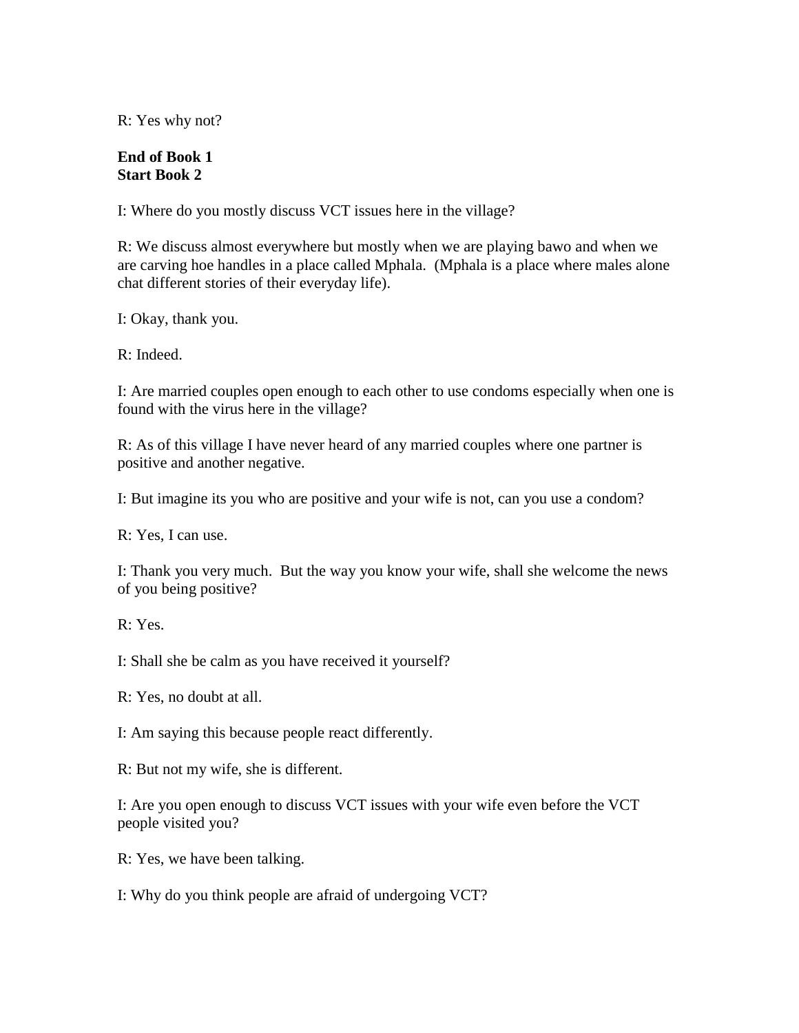R: Yes why not?

**End of Book 1**
**Start Book 2**

I: Where do you mostly discuss VCT issues here in the village?

R: We discuss almost everywhere but mostly when we are playing bawo and when we are carving hoe handles in a place called Mphala. (Mphala is a place where males alone chat different stories of their everyday life).

I: Okay, thank you.

R: Indeed.

I: Are married couples open enough to each other to use condoms especially when one is found with the virus here in the village?

R: As of this village I have never heard of any married couples where one partner is positive and another negative.

I: But imagine its you who are positive and your wife is not, can you use a condom?

R: Yes, I can use.

I: Thank you very much. But the way you know your wife, shall she welcome the news of you being positive?

R: Yes.

I: Shall she be calm as you have received it yourself?

R: Yes, no doubt at all.

I: Am saying this because people react differently.

R: But not my wife, she is different.

I: Are you open enough to discuss VCT issues with your wife even before the VCT people visited you?

R: Yes, we have been talking.

I: Why do you think people are afraid of undergoing VCT?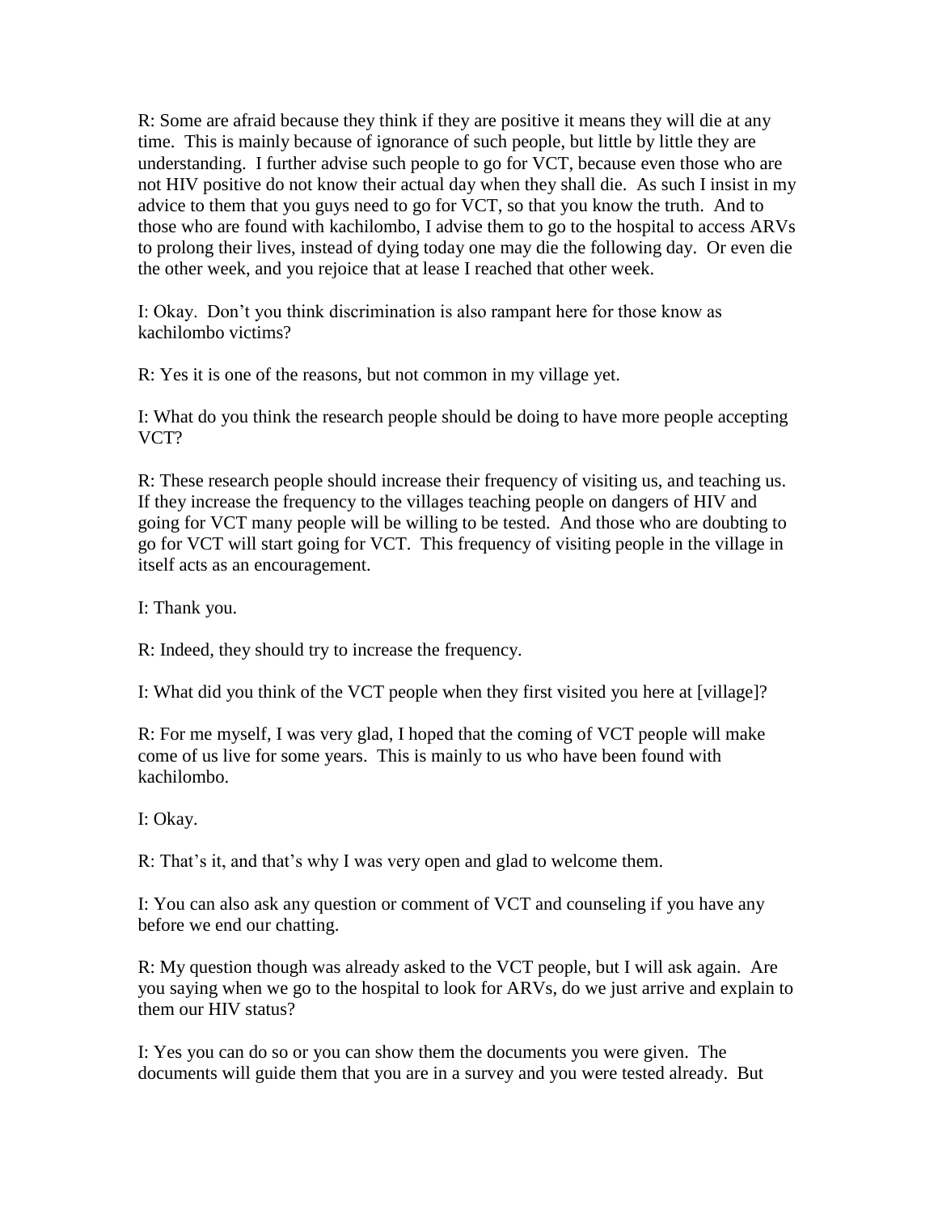R: Some are afraid because they think if they are positive it means they will die at any time. This is mainly because of ignorance of such people, but little by little they are understanding. I further advise such people to go for VCT, because even those who are not HIV positive do not know their actual day when they shall die. As such I insist in my advice to them that you guys need to go for VCT, so that you know the truth. And to those who are found with kachilombo, I advise them to go to the hospital to access ARVs to prolong their lives, instead of dying today one may die the following day. Or even die the other week, and you rejoice that at lease I reached that other week.

I: Okay. Don't you think discrimination is also rampant here for those know as kachilombo victims?

R: Yes it is one of the reasons, but not common in my village yet.

I: What do you think the research people should be doing to have more people accepting VCT?

R: These research people should increase their frequency of visiting us, and teaching us. If they increase the frequency to the villages teaching people on dangers of HIV and going for VCT many people will be willing to be tested. And those who are doubting to go for VCT will start going for VCT. This frequency of visiting people in the village in itself acts as an encouragement.

I: Thank you.

R: Indeed, they should try to increase the frequency.

I: What did you think of the VCT people when they first visited you here at [village]?

R: For me myself, I was very glad, I hoped that the coming of VCT people will make come of us live for some years. This is mainly to us who have been found with kachilombo.

I: Okay.

R: That's it, and that's why I was very open and glad to welcome them.

I: You can also ask any question or comment of VCT and counseling if you have any before we end our chatting.

R: My question though was already asked to the VCT people, but I will ask again. Are you saying when we go to the hospital to look for ARVs, do we just arrive and explain to them our HIV status?

I: Yes you can do so or you can show them the documents you were given. The documents will guide them that you are in a survey and you were tested already. But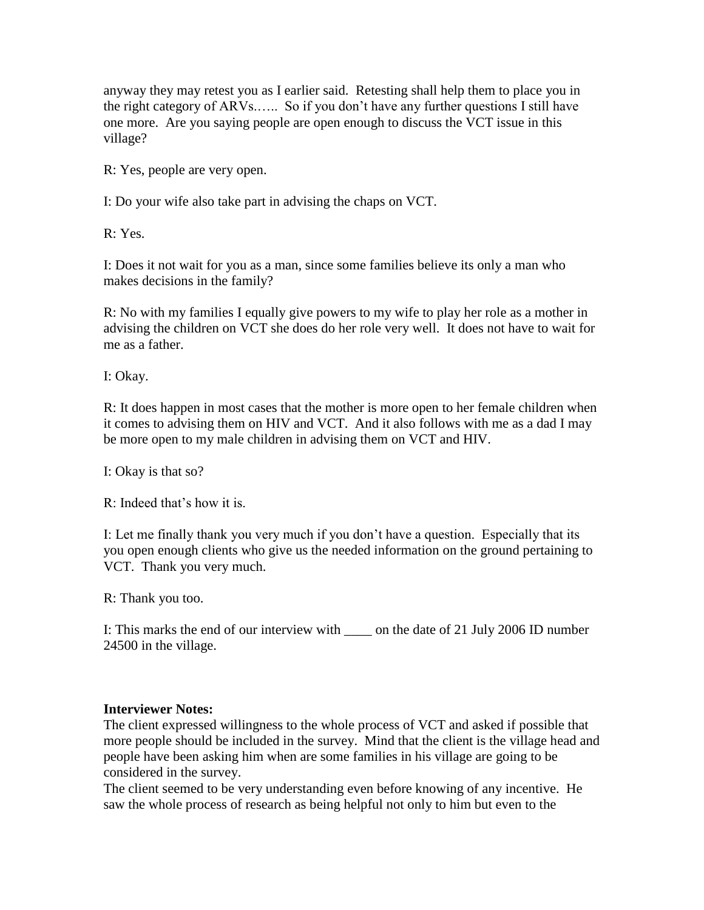anyway they may retest you as I earlier said. Retesting shall help them to place you in the right category of ARVs.….. So if you don't have any further questions I still have one more. Are you saying people are open enough to discuss the VCT issue in this village?

R: Yes, people are very open.

I: Do your wife also take part in advising the chaps on VCT.

R: Yes.

I: Does it not wait for you as a man, since some families believe its only a man who makes decisions in the family?

R: No with my families I equally give powers to my wife to play her role as a mother in advising the children on VCT she does do her role very well. It does not have to wait for me as a father.

I: Okay.

R: It does happen in most cases that the mother is more open to her female children when it comes to advising them on HIV and VCT. And it also follows with me as a dad I may be more open to my male children in advising them on VCT and HIV.

I: Okay is that so?

R: Indeed that's how it is.

I: Let me finally thank you very much if you don't have a question. Especially that its you open enough clients who give us the needed information on the ground pertaining to VCT. Thank you very much.

R: Thank you too.

I: This marks the end of our interview with ____ on the date of 21 July 2006 ID number 24500 in the village.

**Interviewer Notes:**
The client expressed willingness to the whole process of VCT and asked if possible that more people should be included in the survey. Mind that the client is the village head and people have been asking him when are some families in his village are going to be considered in the survey.
The client seemed to be very understanding even before knowing of any incentive. He saw the whole process of research as being helpful not only to him but even to the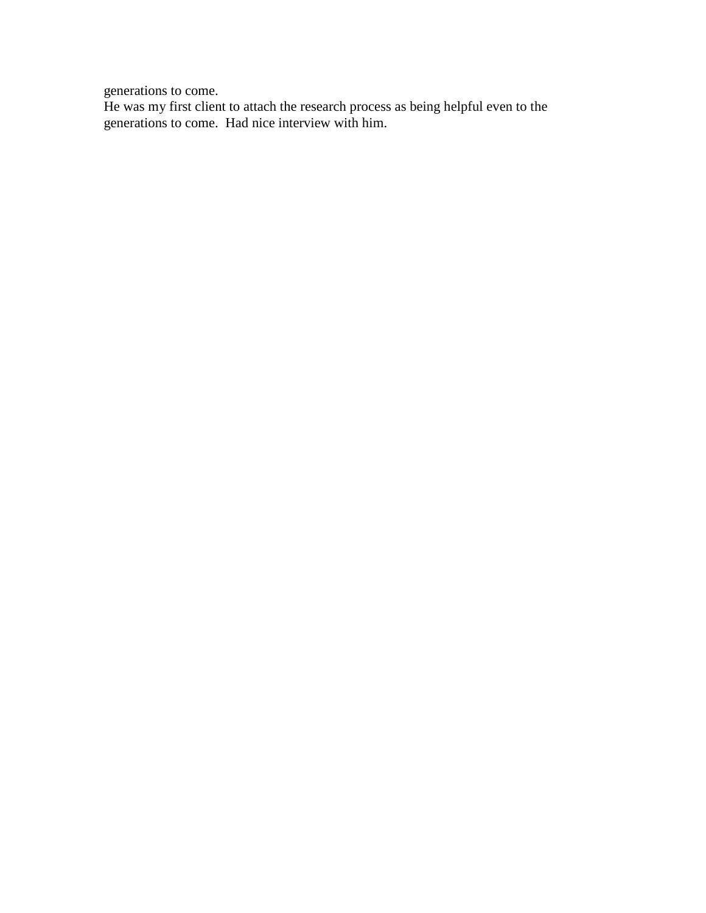generations to come.
He was my first client to attach the research process as being helpful even to the generations to come. Had nice interview with him.